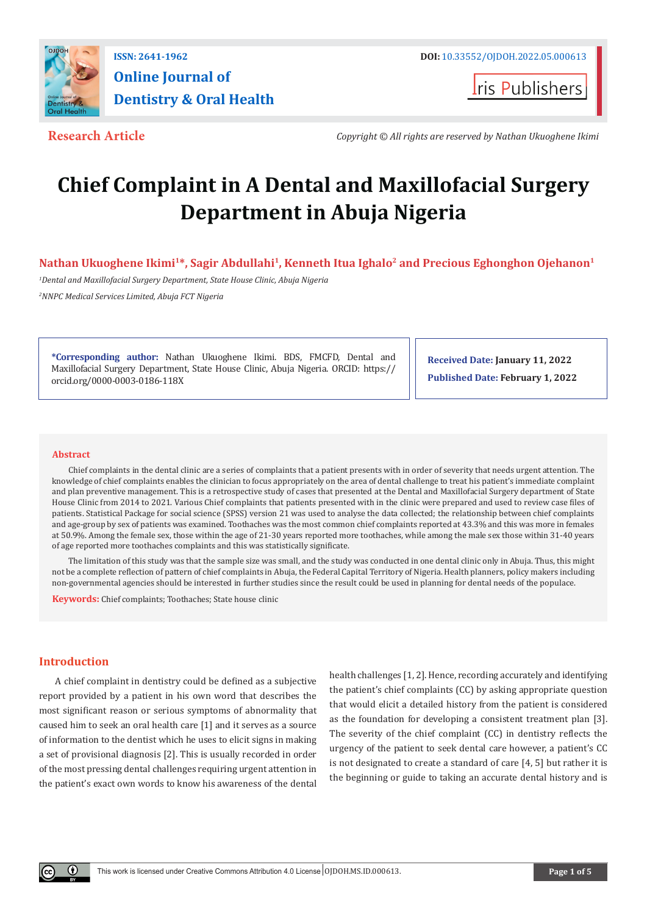ISSN: 2641-1962

**Online Journal of Dentistry & Oral Health**

DOI: 10.33552/OJDOH.2022.05.000613

Iris Publishers

**Research Article**

*Copyright © All rights are reserved by Nathan Ukuoghene Ikimi*

# Chief Complaint in A Dental and Maxillofacial Surgery Department in Abuja Nigeria

**Nathan Ukuoghene Ikimi[1]\*, Sagir Abdullahi[1], Kenneth Itua Ighalo[2] and Precious Eghonghon Ojehanon[1]**

[1]*Dental and Maxillofacial Surgery Department, State House Clinic, Abuja Nigeria*

[2]*NNPC Medical Services Limited, Abuja FCT Nigeria*

**\*Corresponding author:** Nathan Ukuoghene Ikimi. BDS, FMCFD, Dental and Maxillofacial Surgery Department, State House Clinic, Abuja Nigeria. ORCID: https://orcid.org/0000-0003-0186-118X

**Received Date:** January 11, 2022

**Published Date:** February 1, 2022

## Abstract

Chief complaints in the dental clinic are a series of complaints that a patient presents with in order of severity that needs urgent attention. The knowledge of chief complaints enables the clinician to focus appropriately on the area of dental challenge to treat his patient's immediate complaint and plan preventive management. This is a retrospective study of cases that presented at the Dental and Maxillofacial Surgery department of State House Clinic from 2014 to 2021. Various Chief complaints that patients presented with in the clinic were prepared and used to review case files of patients. Statistical Package for social science (SPSS) version 21 was used to analyse the data collected; the relationship between chief complaints and age-group by sex of patients was examined. Toothaches was the most common chief complaints reported at 43.3% and this was more in females at 50.9%. Among the female sex, those within the age of 21-30 years reported more toothaches, while among the male sex those within 31-40 years of age reported more toothaches complaints and this was statistically significate.

The limitation of this study was that the sample size was small, and the study was conducted in one dental clinic only in Abuja. Thus, this might not be a complete reflection of pattern of chief complaints in Abuja, the Federal Capital Territory of Nigeria. Health planners, policy makers including non-governmental agencies should be interested in further studies since the result could be used in planning for dental needs of the populace.

**Keywords:** Chief complaints; Toothaches; State house clinic

## Introduction

A chief complaint in dentistry could be defined as a subjective report provided by a patient in his own word that describes the most significant reason or serious symptoms of abnormality that caused him to seek an oral health care [1] and it serves as a source of information to the dentist which he uses to elicit signs in making a set of provisional diagnosis [2]. This is usually recorded in order of the most pressing dental challenges requiring urgent attention in the patient's exact own words to know his awareness of the dental health challenges [1, 2]. Hence, recording accurately and identifying the patient's chief complaints (CC) by asking appropriate question that would elicit a detailed history from the patient is considered as the foundation for developing a consistent treatment plan [3]. The severity of the chief complaint (CC) in dentistry reflects the urgency of the patient to seek dental care however, a patient's CC is not designated to create a standard of care [4, 5] but rather it is the beginning or guide to taking an accurate dental history and is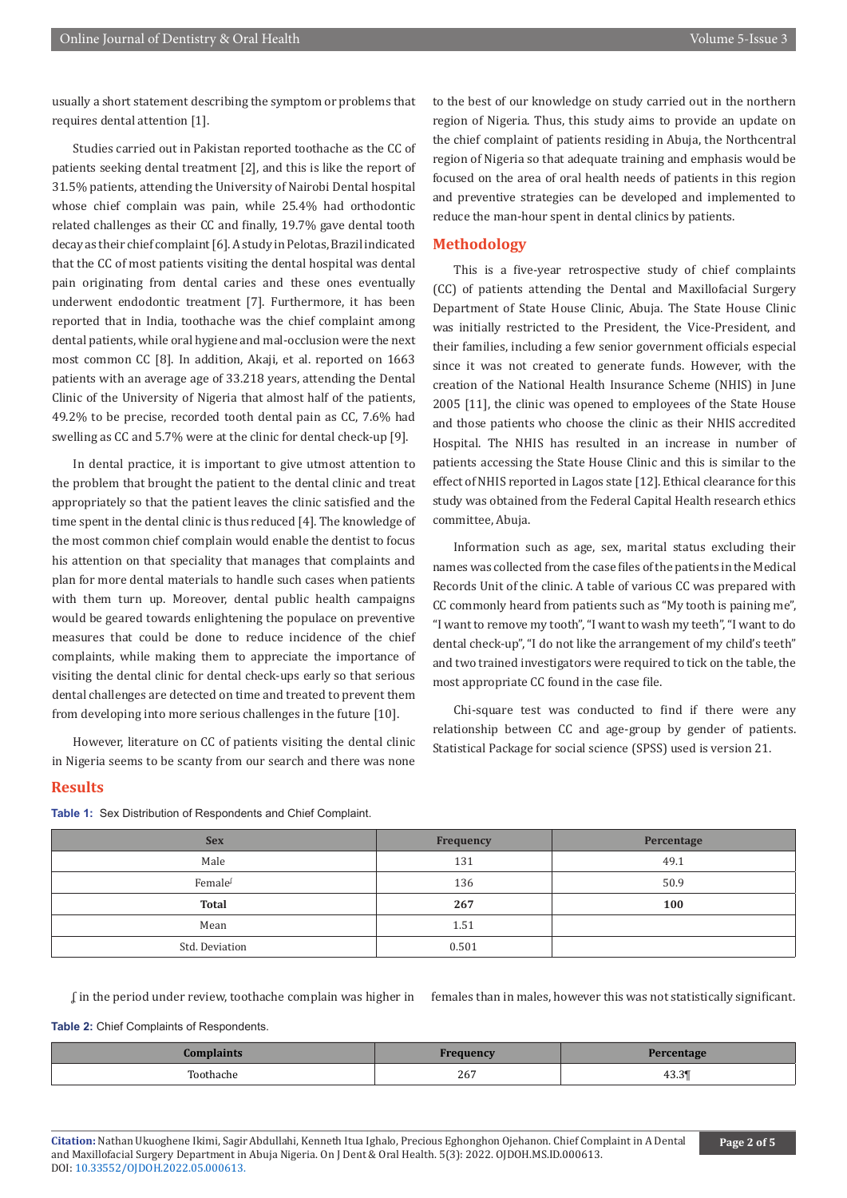usually a short statement describing the symptom or problems that requires dental attention [1].

Studies carried out in Pakistan reported toothache as the CC of patients seeking dental treatment [2], and this is like the report of 31.5% patients, attending the University of Nairobi Dental hospital whose chief complain was pain, while 25.4% had orthodontic related challenges as their CC and finally, 19.7% gave dental tooth decay as their chief complaint [6]. A study in Pelotas, Brazil indicated that the CC of most patients visiting the dental hospital was dental pain originating from dental caries and these ones eventually underwent endodontic treatment [7]. Furthermore, it has been reported that in India, toothache was the chief complaint among dental patients, while oral hygiene and mal-occlusion were the next most common CC [8]. In addition, Akaji, et al. reported on 1663 patients with an average age of 33.218 years, attending the Dental Clinic of the University of Nigeria that almost half of the patients, 49.2% to be precise, recorded tooth dental pain as CC, 7.6% had swelling as CC and 5.7% were at the clinic for dental check-up [9].

In dental practice, it is important to give utmost attention to the problem that brought the patient to the dental clinic and treat appropriately so that the patient leaves the clinic satisfied and the time spent in the dental clinic is thus reduced [4]. The knowledge of the most common chief complain would enable the dentist to focus his attention on that speciality that manages that complaints and plan for more dental materials to handle such cases when patients with them turn up. Moreover, dental public health campaigns would be geared towards enlightening the populace on preventive measures that could be done to reduce incidence of the chief complaints, while making them to appreciate the importance of visiting the dental clinic for dental check-ups early so that serious dental challenges are detected on time and treated to prevent them from developing into more serious challenges in the future [10].

However, literature on CC of patients visiting the dental clinic in Nigeria seems to be scanty from our search and there was none to the best of our knowledge on study carried out in the northern region of Nigeria. Thus, this study aims to provide an update on the chief complaint of patients residing in Abuja, the Northcentral region of Nigeria so that adequate training and emphasis would be focused on the area of oral health needs of patients in this region and preventive strategies can be developed and implemented to reduce the man-hour spent in dental clinics by patients.

## Methodology

This is a five-year retrospective study of chief complaints (CC) of patients attending the Dental and Maxillofacial Surgery Department of State House Clinic, Abuja. The State House Clinic was initially restricted to the President, the Vice-President, and their families, including a few senior government officials especial since it was not created to generate funds. However, with the creation of the National Health Insurance Scheme (NHIS) in June 2005 [11], the clinic was opened to employees of the State House and those patients who choose the clinic as their NHIS accredited Hospital. The NHIS has resulted in an increase in number of patients accessing the State House Clinic and this is similar to the effect of NHIS reported in Lagos state [12]. Ethical clearance for this study was obtained from the Federal Capital Health research ethics committee, Abuja.

Information such as age, sex, marital status excluding their names was collected from the case files of the patients in the Medical Records Unit of the clinic. A table of various CC was prepared with CC commonly heard from patients such as "My tooth is paining me", "I want to remove my tooth", "I want to wash my teeth", "I want to do dental check-up", "I do not like the arrangement of my child's teeth" and two trained investigators were required to tick on the table, the most appropriate CC found in the case file.

Chi-square test was conducted to find if there were any relationship between CC and age-group by gender of patients. Statistical Package for social science (SPSS) used is version 21.

## Results

**Table 1:** Sex Distribution of Respondents and Chief Complaint.

| Sex | Frequency | Percentage |
|---|---|---|
| Male | 131 | 49.1 |
| Female∫ | 136 | 50.9 |
| **Total** | **267** | **100** |
| Mean | 1.51 | |
| Std. Deviation | 0.501 | |

∫ in the period under review, toothache complain was higher in females than in males, however this was not statistically significant.

**Table 2:** Chief Complaints of Respondents.

| Complaints | Frequency | Percentage |
|---|---|---|
| Toothache | 267 | 43.3¶ |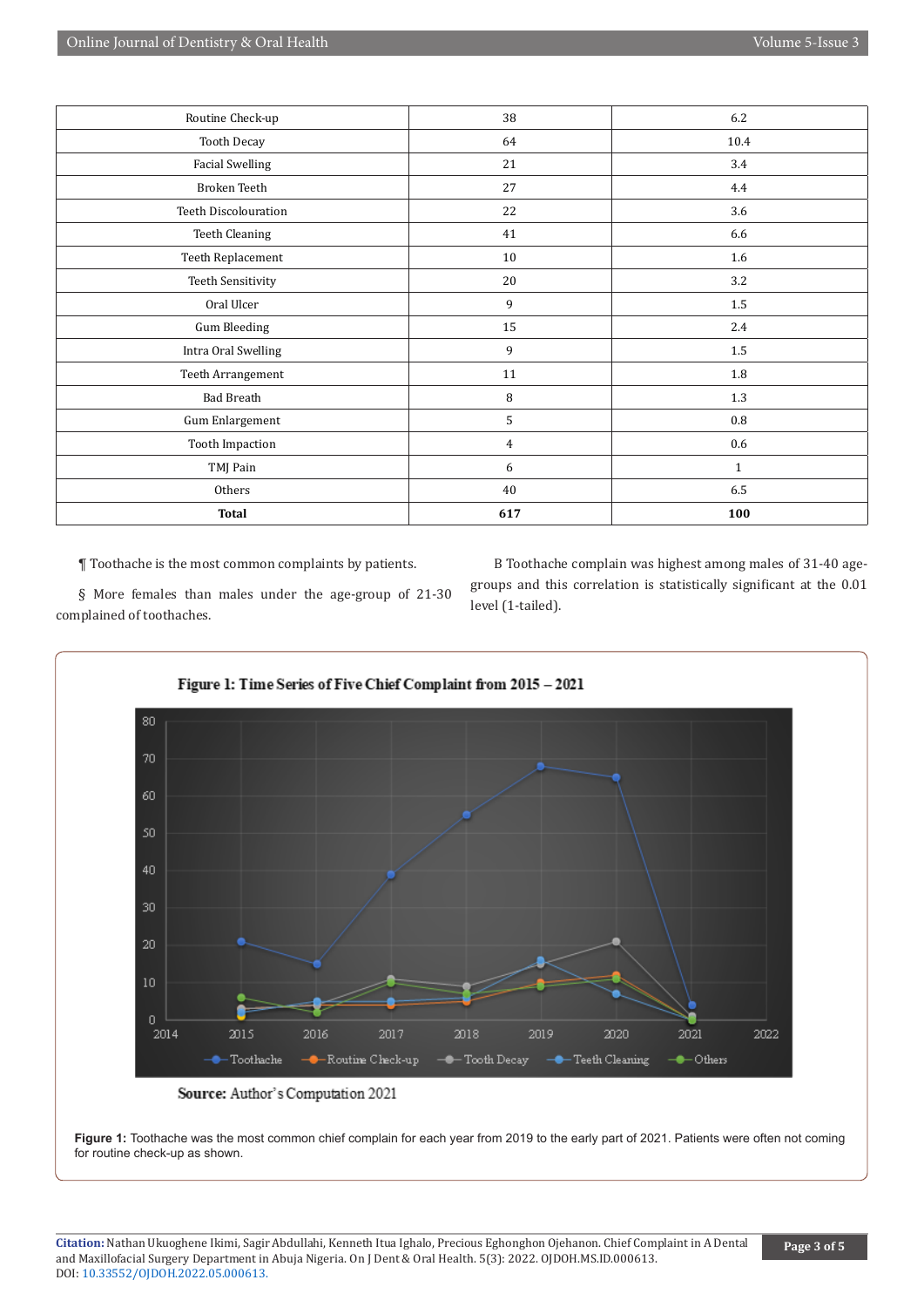| Routine Check-up | 38 | 6.2 |
|---|---|---|
| Tooth Decay | 64 | 10.4 |
| Facial Swelling | 21 | 3.4 |
| Broken Teeth | 27 | 4.4 |
| Teeth Discolouration | 22 | 3.6 |
| Teeth Cleaning | 41 | 6.6 |
| Teeth Replacement | 10 | 1.6 |
| Teeth Sensitivity | 20 | 3.2 |
| Oral Ulcer | 9 | 1.5 |
| Gum Bleeding | 15 | 2.4 |
| Intra Oral Swelling | 9 | 1.5 |
| Teeth Arrangement | 11 | 1.8 |
| Bad Breath | 8 | 1.3 |
| Gum Enlargement | 5 | 0.8 |
| Tooth Impaction | 4 | 0.6 |
| TMJ Pain | 6 | 1 |
| Others | 40 | 6.5 |
| **Total** | **617** | **100** |

¶ Toothache is the most common complaints by patients.

§ More females than males under the age-group of 21-30 complained of toothaches.

B Toothache complain was highest among males of 31-40 age-groups and this correlation is statistically significant at the 0.01 level (1-tailed).

**Figure 1: Time Series of Five Chief Complaint from 2015 – 2021**

**Source:** Author's Computation 2021

**Figure 1:** Toothache was the most common chief complain for each year from 2019 to the early part of 2021. Patients were often not coming for routine check-up as shown.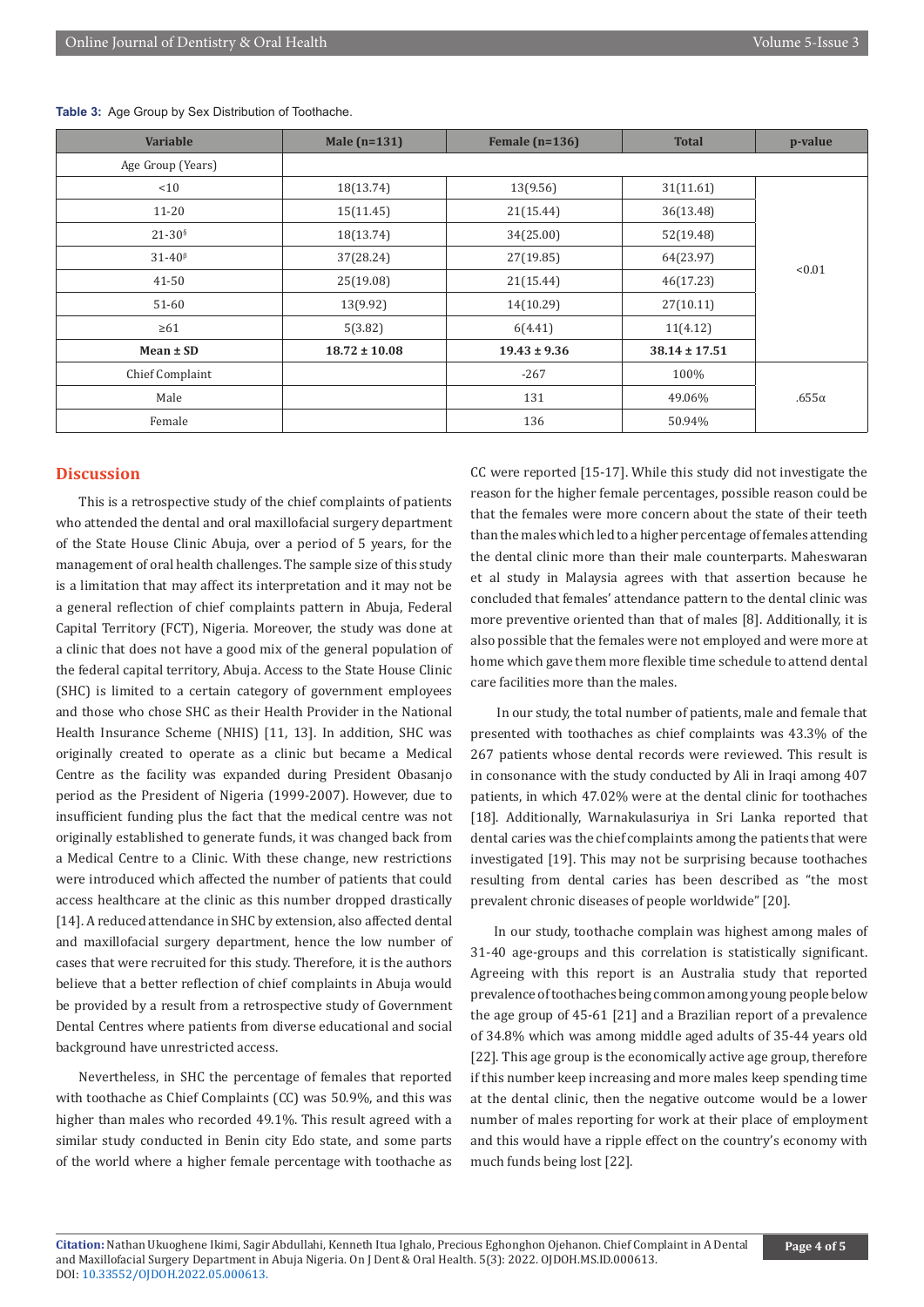**Table 3:** Age Group by Sex Distribution of Toothache.

| Variable | Male (n=131) | Female (n=136) | Total | p-value |
|---|---|---|---|---|
| Age Group (Years) | | | | |
| <10 | 18(13.74) | 13(9.56) | 31(11.61) | <0.01 |
| 11-20 | 15(11.45) | 21(15.44) | 36(13.48) | |
| 21-30[§] | 18(13.74) | 34(25.00) | 52(19.48) | |
| 31-40[β] | 37(28.24) | 27(19.85) | 64(23.97) | |
| 41-50 | 25(19.08) | 21(15.44) | 46(17.23) | |
| 51-60 | 13(9.92) | 14(10.29) | 27(10.11) | |
| ≥61 | 5(3.82) | 6(4.41) | 11(4.12) | |
| **Mean ± SD** | **18.72 ± 10.08** | **19.43 ± 9.36** | **38.14 ± 17.51** | |
| Chief Complaint | | -267 | 100% | .655α |
| Male | | 131 | 49.06% | |
| Female | | 136 | 50.94% | |

## Discussion

This is a retrospective study of the chief complaints of patients who attended the dental and oral maxillofacial surgery department of the State House Clinic Abuja, over a period of 5 years, for the management of oral health challenges. The sample size of this study is a limitation that may affect its interpretation and it may not be a general reflection of chief complaints pattern in Abuja, Federal Capital Territory (FCT), Nigeria. Moreover, the study was done at a clinic that does not have a good mix of the general population of the federal capital territory, Abuja. Access to the State House Clinic (SHC) is limited to a certain category of government employees and those who chose SHC as their Health Provider in the National Health Insurance Scheme (NHIS) [11, 13]. In addition, SHC was originally created to operate as a clinic but became a Medical Centre as the facility was expanded during President Obasanjo period as the President of Nigeria (1999-2007). However, due to insufficient funding plus the fact that the medical centre was not originally established to generate funds, it was changed back from a Medical Centre to a Clinic. With these change, new restrictions were introduced which affected the number of patients that could access healthcare at the clinic as this number dropped drastically [14]. A reduced attendance in SHC by extension, also affected dental and maxillofacial surgery department, hence the low number of cases that were recruited for this study. Therefore, it is the authors believe that a better reflection of chief complaints in Abuja would be provided by a result from a retrospective study of Government Dental Centres where patients from diverse educational and social background have unrestricted access.

Nevertheless, in SHC the percentage of females that reported with toothache as Chief Complaints (CC) was 50.9%, and this was higher than males who recorded 49.1%. This result agreed with a similar study conducted in Benin city Edo state, and some parts of the world where a higher female percentage with toothache as CC were reported [15-17]. While this study did not investigate the reason for the higher female percentages, possible reason could be that the females were more concern about the state of their teeth than the males which led to a higher percentage of females attending the dental clinic more than their male counterparts. Maheswaran et al study in Malaysia agrees with that assertion because he concluded that females' attendance pattern to the dental clinic was more preventive oriented than that of males [8]. Additionally, it is also possible that the females were not employed and were more at home which gave them more flexible time schedule to attend dental care facilities more than the males.

In our study, the total number of patients, male and female that presented with toothaches as chief complaints was 43.3% of the 267 patients whose dental records were reviewed. This result is in consonance with the study conducted by Ali in Iraqi among 407 patients, in which 47.02% were at the dental clinic for toothaches [18]. Additionally, Warnakulasuriya in Sri Lanka reported that dental caries was the chief complaints among the patients that were investigated [19]. This may not be surprising because toothaches resulting from dental caries has been described as "the most prevalent chronic diseases of people worldwide" [20].

In our study, toothache complain was highest among males of 31-40 age-groups and this correlation is statistically significant. Agreeing with this report is an Australia study that reported prevalence of toothaches being common among young people below the age group of 45-61 [21] and a Brazilian report of a prevalence of 34.8% which was among middle aged adults of 35-44 years old [22]. This age group is the economically active age group, therefore if this number keep increasing and more males keep spending time at the dental clinic, then the negative outcome would be a lower number of males reporting for work at their place of employment and this would have a ripple effect on the country's economy with much funds being lost [22].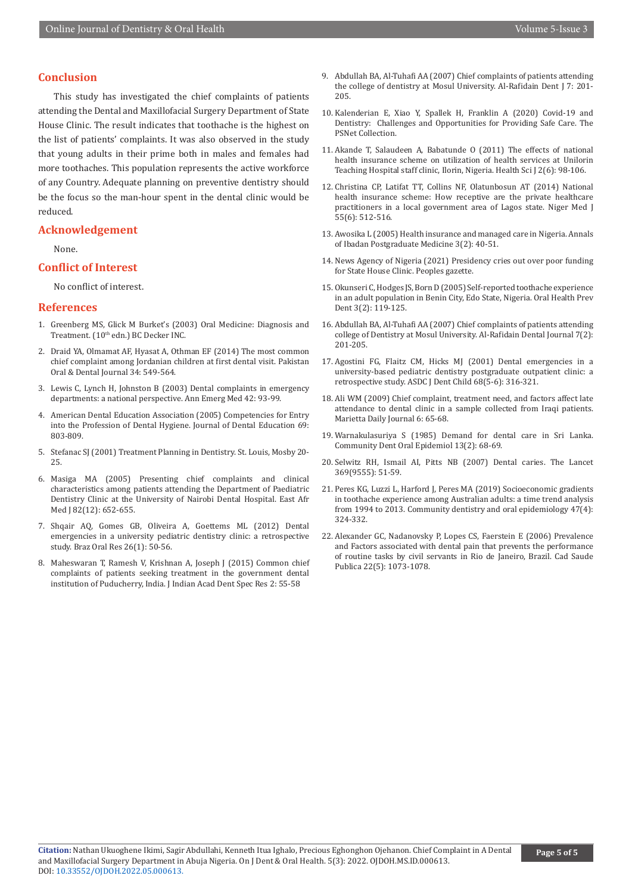## Conclusion

This study has investigated the chief complaints of patients attending the Dental and Maxillofacial Surgery Department of State House Clinic. The result indicates that toothache is the highest on the list of patients' complaints. It was also observed in the study that young adults in their prime both in males and females had more toothaches. This population represents the active workforce of any Country. Adequate planning on preventive dentistry should be the focus so the man-hour spent in the dental clinic would be reduced.

## Acknowledgement

None.

## Conflict of Interest

No conflict of interest.

## References

1. Greenberg MS, Glick M Burket's (2003) Oral Medicine: Diagnosis and Treatment. (10th edn.) BC Decker INC.
2. Draid YA, Olmamat AF, Hyasat A, Othman EF (2014) The most common chief complaint among Jordanian children at first dental visit. Pakistan Oral & Dental Journal 34: 549-564.
3. Lewis C, Lynch H, Johnston B (2003) Dental complaints in emergency departments: a national perspective. Ann Emerg Med 42: 93-99.
4. American Dental Education Association (2005) Competencies for Entry into the Profession of Dental Hygiene. Journal of Dental Education 69: 803-809.
5. Stefanac SJ (2001) Treatment Planning in Dentistry. St. Louis, Mosby 20-25.
6. Masiga MA (2005) Presenting chief complaints and clinical characteristics among patients attending the Department of Paediatric Dentistry Clinic at the University of Nairobi Dental Hospital. East Afr Med J 82(12): 652-655.
7. Shqair AQ, Gomes GB, Oliveira A, Goettems ML (2012) Dental emergencies in a university pediatric dentistry clinic: a retrospective study. Braz Oral Res 26(1): 50-56.
8. Maheswaran T, Ramesh V, Krishnan A, Joseph J (2015) Common chief complaints of patients seeking treatment in the government dental institution of Puducherry, India. J Indian Acad Dent Spec Res 2: 55-58
9. Abdullah BA, Al-Tuhafi AA (2007) Chief complaints of patients attending the college of dentistry at Mosul University. Al-Rafidain Dent J 7: 201-205.
10. Kalenderian E, Xiao Y, Spallek H, Franklin A (2020) Covid-19 and Dentistry: Challenges and Opportunities for Providing Safe Care. The PSNet Collection.
11. Akande T, Salaudeen A, Babatunde O (2011) The effects of national health insurance scheme on utilization of health services at Unilorin Teaching Hospital staff clinic, Ilorin, Nigeria. Health Sci J 2(6): 98-106.
12. Christina CP, Latifat TT, Collins NF, Olatunbosun AT (2014) National health insurance scheme: How receptive are the private healthcare practitioners in a local government area of Lagos state. Niger Med J 55(6): 512-516.
13. Awosika L (2005) Health insurance and managed care in Nigeria. Annals of Ibadan Postgraduate Medicine 3(2): 40-51.
14. News Agency of Nigeria (2021) Presidency cries out over poor funding for State House Clinic. Peoples gazette.
15. Okunseri C, Hodges JS, Born D (2005) Self-reported toothache experience in an adult population in Benin City, Edo State, Nigeria. Oral Health Prev Dent 3(2): 119-125.
16. Abdullah BA, Al-Tuhafi AA (2007) Chief complaints of patients attending college of Dentistry at Mosul University. Al-Rafidain Dental Journal 7(2): 201-205.
17. Agostini FG, Flaitz CM, Hicks MJ (2001) Dental emergencies in a university-based pediatric dentistry postgraduate outpatient clinic: a retrospective study. ASDC J Dent Child 68(5-6): 316-321.
18. Ali WM (2009) Chief complaint, treatment need, and factors affect late attendance to dental clinic in a sample collected from Iraqi patients. Marietta Daily Journal 6: 65-68.
19. Warnakulasuriya S (1985) Demand for dental care in Sri Lanka. Community Dent Oral Epidemiol 13(2): 68-69.
20. Selwitz RH, Ismail AI, Pitts NB (2007) Dental caries. The Lancet 369(9555): 51-59.
21. Peres KG, Luzzi L, Harford J, Peres MA (2019) Socioeconomic gradients in toothache experience among Australian adults: a time trend analysis from 1994 to 2013. Community dentistry and oral epidemiology 47(4): 324-332.
22. Alexander GC, Nadanovsky P, Lopes CS, Faerstein E (2006) Prevalence and Factors associated with dental pain that prevents the performance of routine tasks by civil servants in Rio de Janeiro, Brazil. Cad Saude Publica 22(5): 1073-1078.